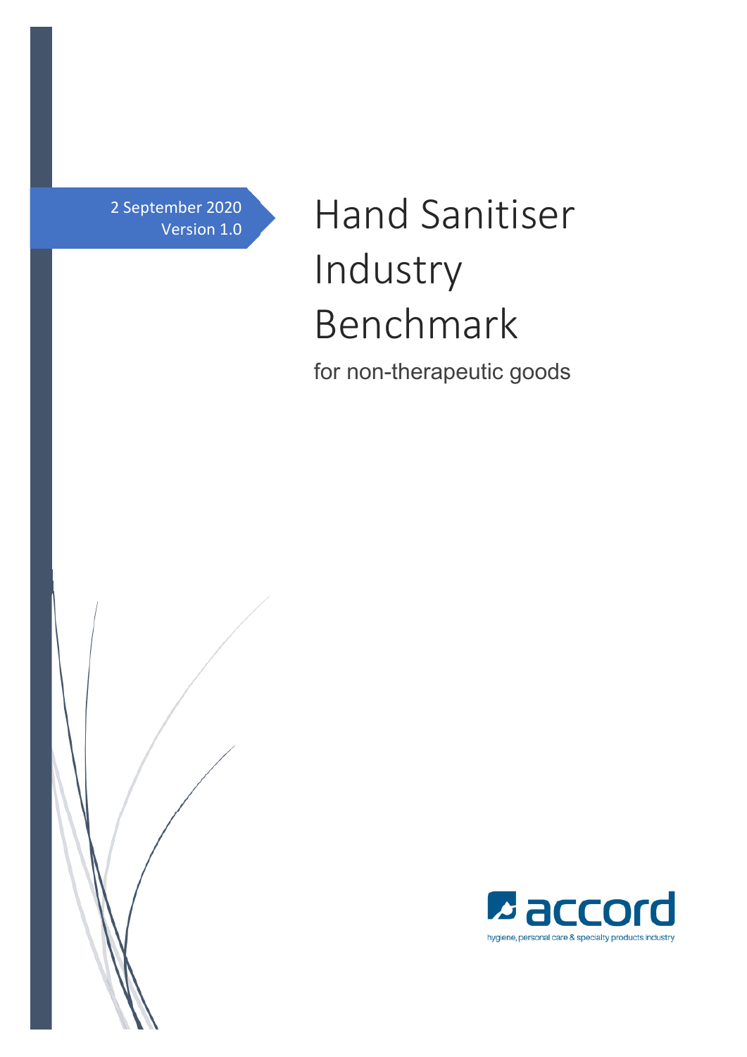2 September 2020
Version 1.0

# Hand Sanitiser Industry Benchmark

for non-therapeutic goods

accord

hygiene, personal care & specialty products industry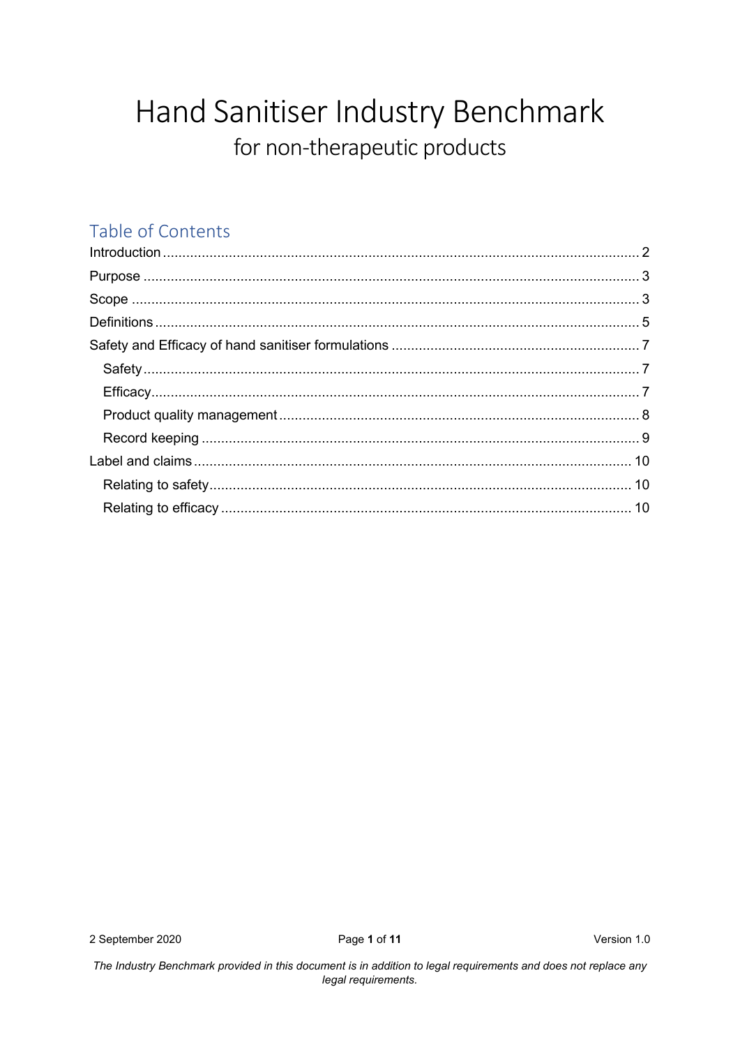# Hand Sanitiser Industry Benchmark

## for non-therapeutic products

## Table of Contents

- Introduction ........ 2
- Purpose ........ 3
- Scope ........ 3
- Definitions ........ 5
- Safety and Efficacy of hand sanitiser formulations ........ 7
  - Safety ........ 7
  - Efficacy ........ 7
  - Product quality management ........ 8
  - Record keeping ........ 9
- Label and claims ........ 10
  - Relating to safety ........ 10
  - Relating to efficacy ........ 10

2 September 2020 — Version 1.0

*The Industry Benchmark provided in this document is in addition to legal requirements and does not replace any legal requirements.*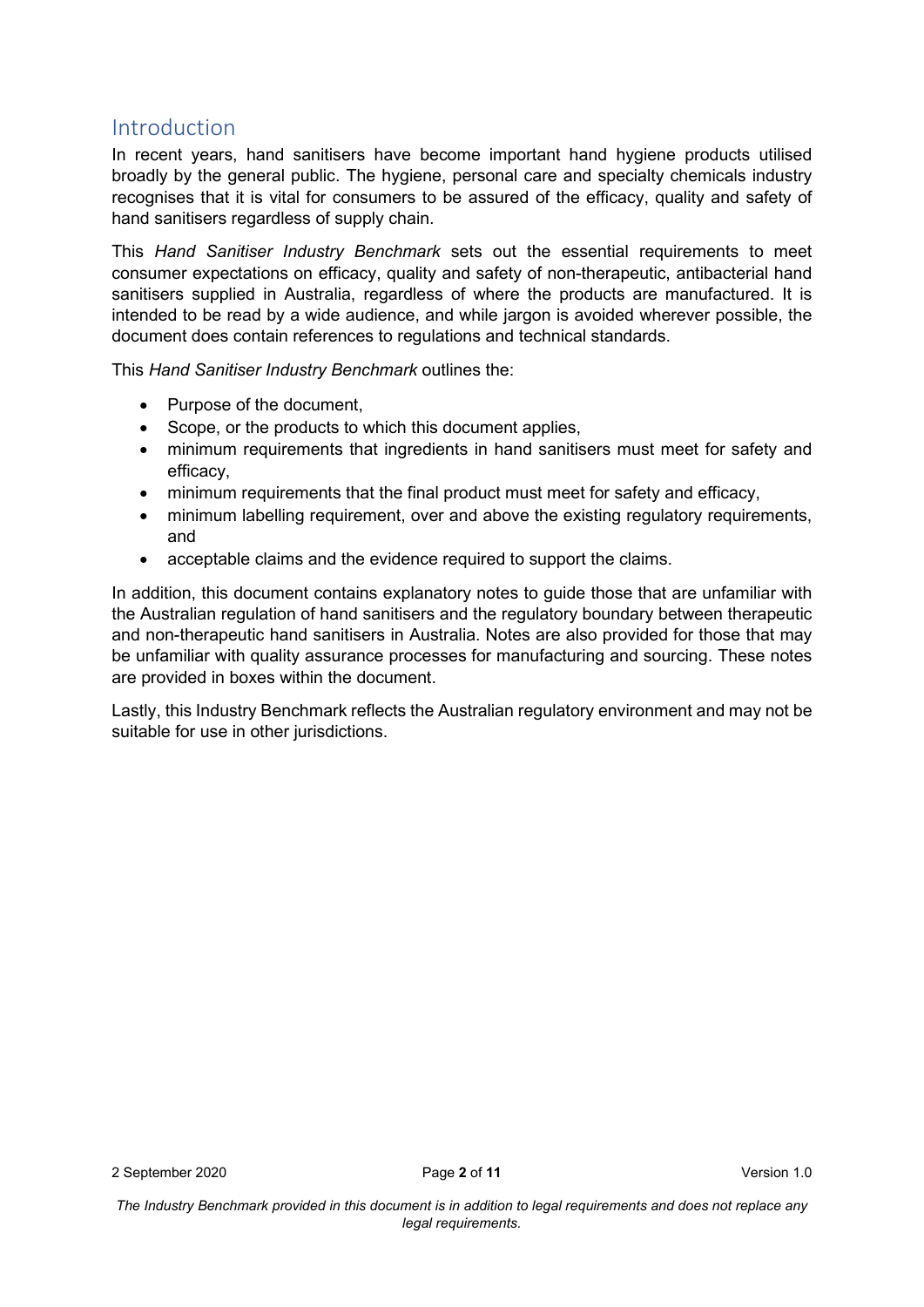## Introduction

In recent years, hand sanitisers have become important hand hygiene products utilised broadly by the general public. The hygiene, personal care and specialty chemicals industry recognises that it is vital for consumers to be assured of the efficacy, quality and safety of hand sanitisers regardless of supply chain.

This *Hand Sanitiser Industry Benchmark* sets out the essential requirements to meet consumer expectations on efficacy, quality and safety of non-therapeutic, antibacterial hand sanitisers supplied in Australia, regardless of where the products are manufactured. It is intended to be read by a wide audience, and while jargon is avoided wherever possible, the document does contain references to regulations and technical standards.

This *Hand Sanitiser Industry Benchmark* outlines the:

- Purpose of the document,
- Scope, or the products to which this document applies,
- minimum requirements that ingredients in hand sanitisers must meet for safety and efficacy,
- minimum requirements that the final product must meet for safety and efficacy,
- minimum labelling requirement, over and above the existing regulatory requirements, and
- acceptable claims and the evidence required to support the claims.

In addition, this document contains explanatory notes to guide those that are unfamiliar with the Australian regulation of hand sanitisers and the regulatory boundary between therapeutic and non-therapeutic hand sanitisers in Australia. Notes are also provided for those that may be unfamiliar with quality assurance processes for manufacturing and sourcing. These notes are provided in boxes within the document.

Lastly, this Industry Benchmark reflects the Australian regulatory environment and may not be suitable for use in other jurisdictions.

*The Industry Benchmark provided in this document is in addition to legal requirements and does not replace any legal requirements.*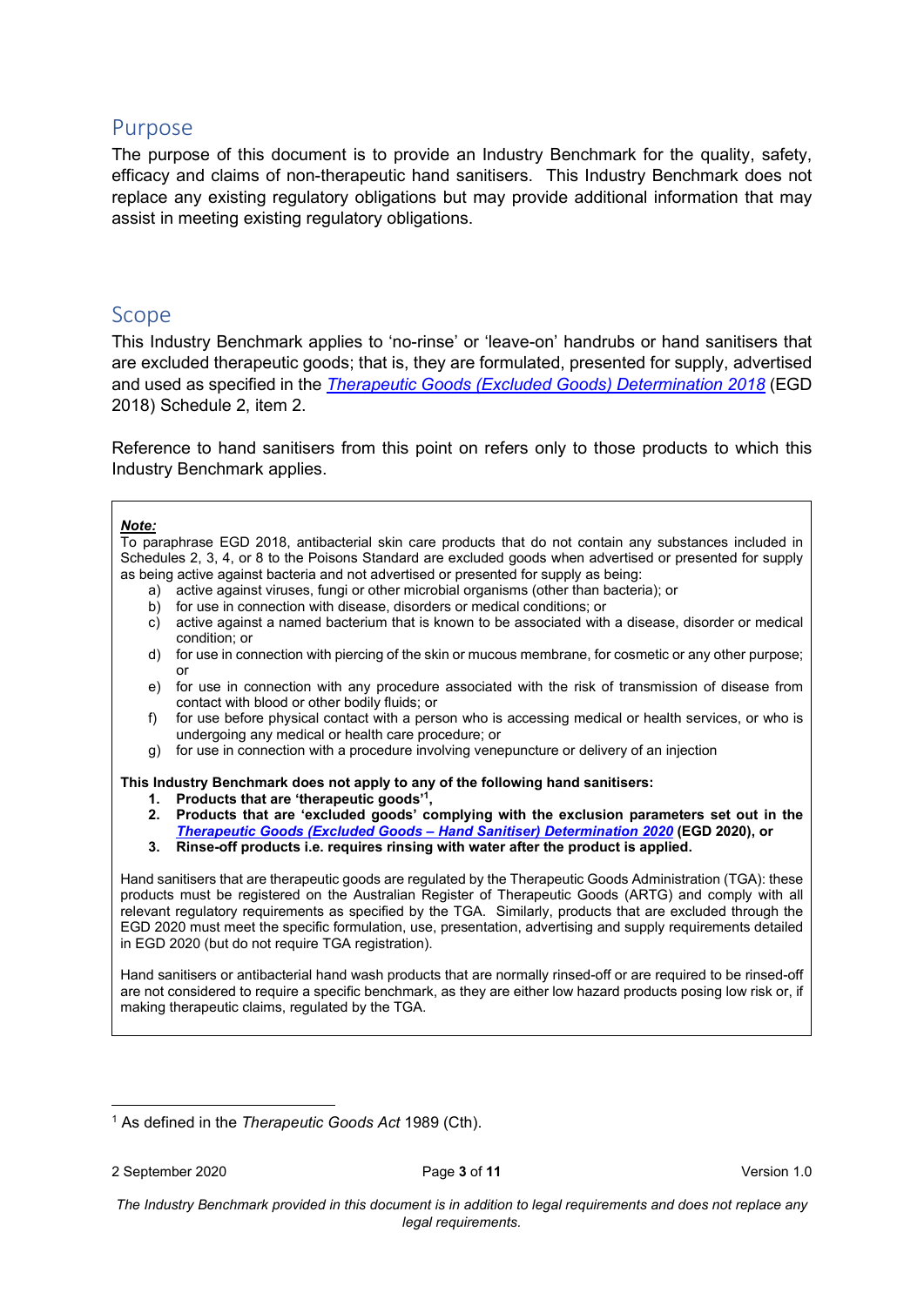## Purpose

The purpose of this document is to provide an Industry Benchmark for the quality, safety, efficacy and claims of non-therapeutic hand sanitisers. This Industry Benchmark does not replace any existing regulatory obligations but may provide additional information that may assist in meeting existing regulatory obligations.

## Scope

This Industry Benchmark applies to 'no-rinse' or 'leave-on' handrubs or hand sanitisers that are excluded therapeutic goods; that is, they are formulated, presented for supply, advertised and used as specified in the *Therapeutic Goods (Excluded Goods) Determination 2018* (EGD 2018) Schedule 2, item 2.

Reference to hand sanitisers from this point on refers only to those products to which this Industry Benchmark applies.

> ***Note:***
> To paraphrase EGD 2018, antibacterial skin care products that do not contain any substances included in Schedules 2, 3, 4, or 8 to the Poisons Standard are excluded goods when advertised or presented for supply as being active against bacteria and not advertised or presented for supply as being:
>
> a) active against viruses, fungi or other microbial organisms (other than bacteria); or
> b) for use in connection with disease, disorders or medical conditions; or
> c) active against a named bacterium that is known to be associated with a disease, disorder or medical condition; or
> d) for use in connection with piercing of the skin or mucous membrane, for cosmetic or any other purpose; or
> e) for use in connection with any procedure associated with the risk of transmission of disease from contact with blood or other bodily fluids; or
> f) for use before physical contact with a person who is accessing medical or health services, or who is undergoing any medical or health care procedure; or
> g) for use in connection with a procedure involving venepuncture or delivery of an injection
>
> **This Industry Benchmark does not apply to any of the following hand sanitisers:**
>
> 1. **Products that are 'therapeutic goods'[1],**
> 2. **Products that are 'excluded goods' complying with the exclusion parameters set out in the *Therapeutic Goods (Excluded Goods – Hand Sanitiser) Determination 2020* (EGD 2020), or**
> 3. **Rinse-off products i.e. requires rinsing with water after the product is applied.**
>
> Hand sanitisers that are therapeutic goods are regulated by the Therapeutic Goods Administration (TGA): these products must be registered on the Australian Register of Therapeutic Goods (ARTG) and comply with all relevant regulatory requirements as specified by the TGA. Similarly, products that are excluded through the EGD 2020 must meet the specific formulation, use, presentation, advertising and supply requirements detailed in EGD 2020 (but do not require TGA registration).
>
> Hand sanitisers or antibacterial hand wash products that are normally rinsed-off or are required to be rinsed-off are not considered to require a specific benchmark, as they are either low hazard products posing low risk or, if making therapeutic claims, regulated by the TGA.

[1] As defined in the *Therapeutic Goods Act* 1989 (Cth).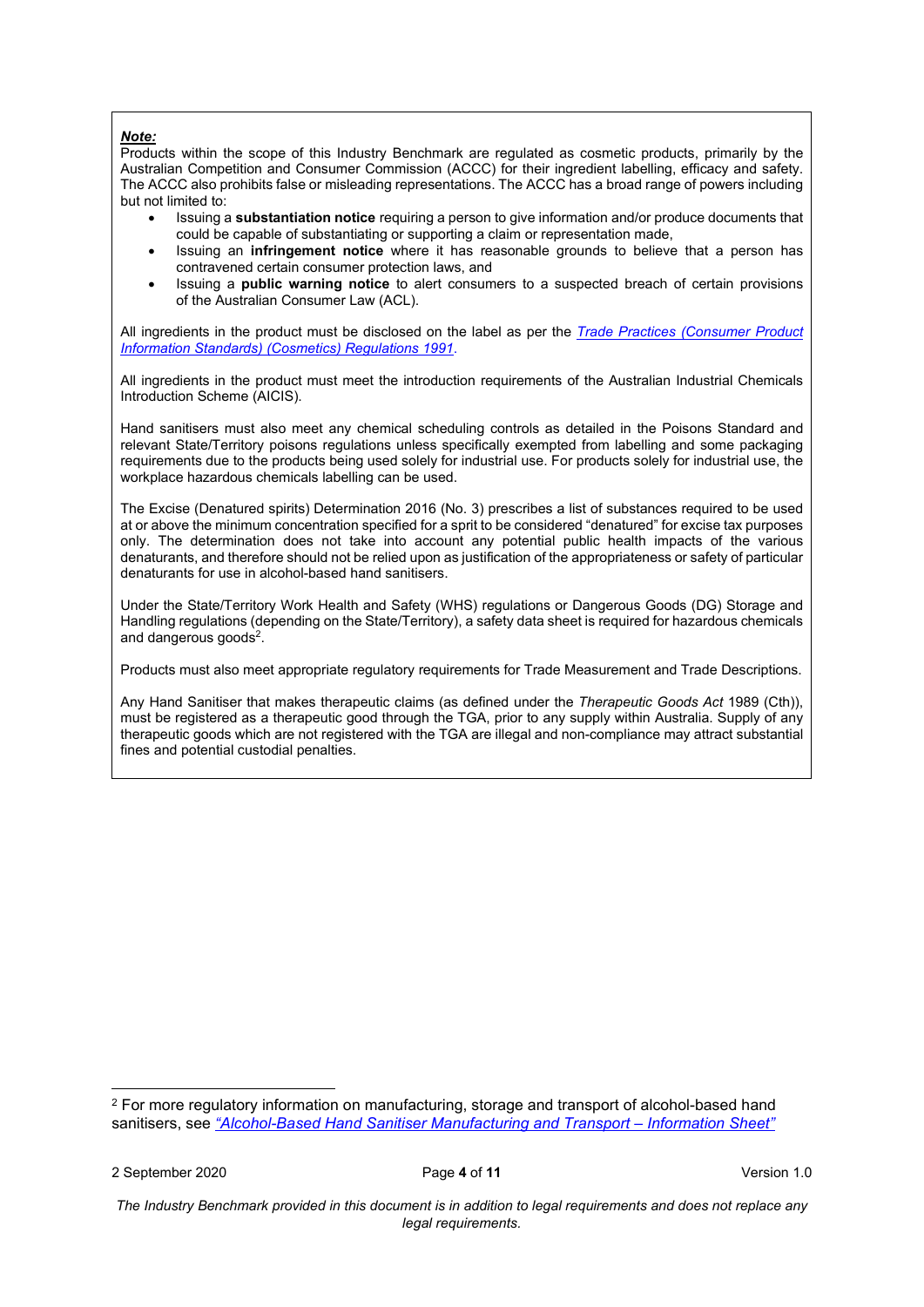***Note:***

Products within the scope of this Industry Benchmark are regulated as cosmetic products, primarily by the Australian Competition and Consumer Commission (ACCC) for their ingredient labelling, efficacy and safety. The ACCC also prohibits false or misleading representations. The ACCC has a broad range of powers including but not limited to:

- Issuing a **substantiation notice** requiring a person to give information and/or produce documents that could be capable of substantiating or supporting a claim or representation made,
- Issuing an **infringement notice** where it has reasonable grounds to believe that a person has contravened certain consumer protection laws, and
- Issuing a **public warning notice** to alert consumers to a suspected breach of certain provisions of the Australian Consumer Law (ACL).

All ingredients in the product must be disclosed on the label as per the *Trade Practices (Consumer Product Information Standards) (Cosmetics) Regulations 1991*.

All ingredients in the product must meet the introduction requirements of the Australian Industrial Chemicals Introduction Scheme (AICIS).

Hand sanitisers must also meet any chemical scheduling controls as detailed in the Poisons Standard and relevant State/Territory poisons regulations unless specifically exempted from labelling and some packaging requirements due to the products being used solely for industrial use. For products solely for industrial use, the workplace hazardous chemicals labelling can be used.

The Excise (Denatured spirits) Determination 2016 (No. 3) prescribes a list of substances required to be used at or above the minimum concentration specified for a sprit to be considered "denatured" for excise tax purposes only. The determination does not take into account any potential public health impacts of the various denaturants, and therefore should not be relied upon as justification of the appropriateness or safety of particular denaturants for use in alcohol-based hand sanitisers.

Under the State/Territory Work Health and Safety (WHS) regulations or Dangerous Goods (DG) Storage and Handling regulations (depending on the State/Territory), a safety data sheet is required for hazardous chemicals and dangerous goods[2].

Products must also meet appropriate regulatory requirements for Trade Measurement and Trade Descriptions.

Any Hand Sanitiser that makes therapeutic claims (as defined under the *Therapeutic Goods Act* 1989 (Cth)), must be registered as a therapeutic good through the TGA, prior to any supply within Australia. Supply of any therapeutic goods which are not registered with the TGA are illegal and non-compliance may attract substantial fines and potential custodial penalties.

---

[2] For more regulatory information on manufacturing, storage and transport of alcohol-based hand sanitisers, see *"Alcohol-Based Hand Sanitiser Manufacturing and Transport – Information Sheet"*

*The Industry Benchmark provided in this document is in addition to legal requirements and does not replace any legal requirements.*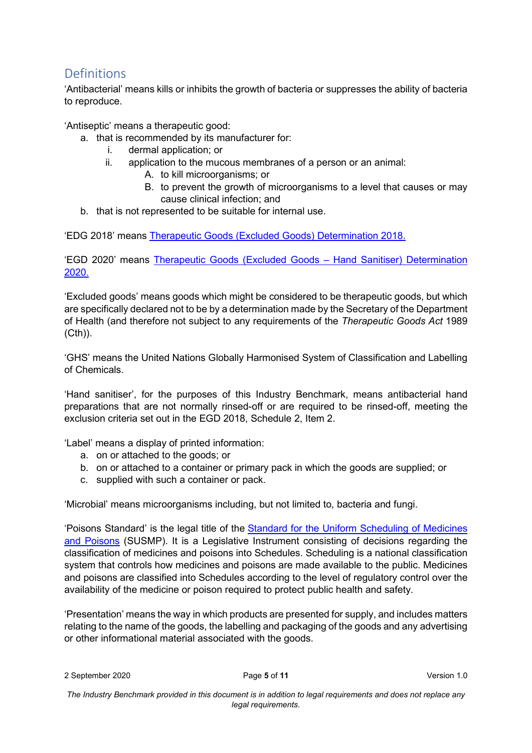## Definitions

'Antibacterial' means kills or inhibits the growth of bacteria or suppresses the ability of bacteria to reproduce.

'Antiseptic' means a therapeutic good:

a. that is recommended by its manufacturer for:
   i. dermal application; or
   ii. application to the mucous membranes of a person or an animal:
      A. to kill microorganisms; or
      B. to prevent the growth of microorganisms to a level that causes or may cause clinical infection; and
b. that is not represented to be suitable for internal use.

'EDG 2018' means [Therapeutic Goods (Excluded Goods) Determination 2018.]()

'EGD 2020' means [Therapeutic Goods (Excluded Goods – Hand Sanitiser) Determination 2020.]()

'Excluded goods' means goods which might be considered to be therapeutic goods, but which are specifically declared not to be by a determination made by the Secretary of the Department of Health (and therefore not subject to any requirements of the *Therapeutic Goods Act* 1989 (Cth)).

'GHS' means the United Nations Globally Harmonised System of Classification and Labelling of Chemicals.

'Hand sanitiser', for the purposes of this Industry Benchmark, means antibacterial hand preparations that are not normally rinsed-off or are required to be rinsed-off, meeting the exclusion criteria set out in the EGD 2018, Schedule 2, Item 2.

'Label' means a display of printed information:

a. on or attached to the goods; or
b. on or attached to a container or primary pack in which the goods are supplied; or
c. supplied with such a container or pack.

'Microbial' means microorganisms including, but not limited to, bacteria and fungi.

'Poisons Standard' is the legal title of the [Standard for the Uniform Scheduling of Medicines and Poisons]() (SUSMP). It is a Legislative Instrument consisting of decisions regarding the classification of medicines and poisons into Schedules. Scheduling is a national classification system that controls how medicines and poisons are made available to the public. Medicines and poisons are classified into Schedules according to the level of regulatory control over the availability of the medicine or poison required to protect public health and safety.

'Presentation' means the way in which products are presented for supply, and includes matters relating to the name of the goods, the labelling and packaging of the goods and any advertising or other informational material associated with the goods.

*The Industry Benchmark provided in this document is in addition to legal requirements and does not replace any legal requirements.*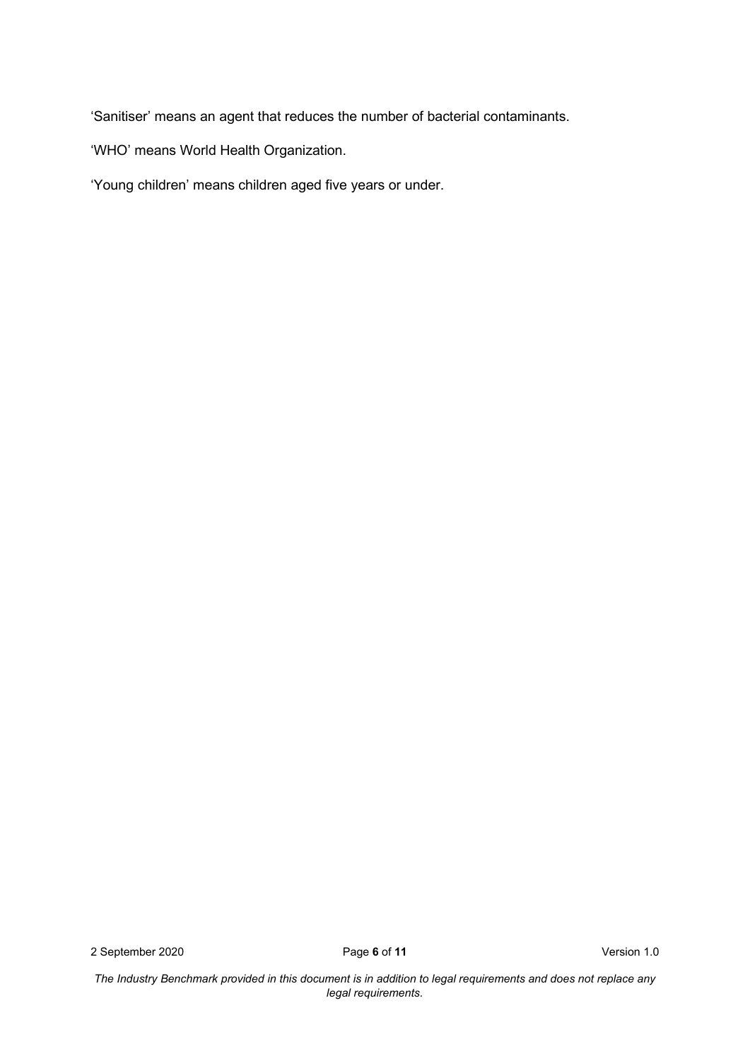'Sanitiser' means an agent that reduces the number of bacterial contaminants.

'WHO' means World Health Organization.

'Young children' means children aged five years or under.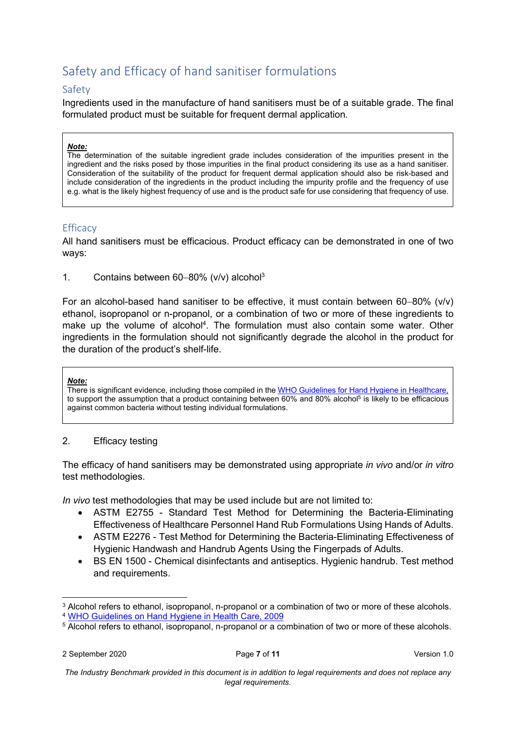# Safety and Efficacy of hand sanitiser formulations

## Safety

Ingredients used in the manufacture of hand sanitisers must be of a suitable grade. The final formulated product must be suitable for frequent dermal application.

> ***Note:***
> The determination of the suitable ingredient grade includes consideration of the impurities present in the ingredient and the risks posed by those impurities in the final product considering its use as a hand sanitiser. Consideration of the suitability of the product for frequent dermal application should also be risk-based and include consideration of the ingredients in the product including the impurity profile and the frequency of use e.g. what is the likely highest frequency of use and is the product safe for use considering that frequency of use.

## Efficacy

All hand sanitisers must be efficacious. Product efficacy can be demonstrated in one of two ways:

1. Contains between 60–80% (v/v) alcohol[3]

For an alcohol-based hand sanitiser to be effective, it must contain between 60–80% (v/v) ethanol, isopropanol or n-propanol, or a combination of two or more of these ingredients to make up the volume of alcohol[4]. The formulation must also contain some water. Other ingredients in the formulation should not significantly degrade the alcohol in the product for the duration of the product's shelf-life.

> ***Note:***
> There is significant evidence, including those compiled in the WHO Guidelines for Hand Hygiene in Healthcare, to support the assumption that a product containing between 60% and 80% alcohol[5] is likely to be efficacious against common bacteria without testing individual formulations.

2. Efficacy testing

The efficacy of hand sanitisers may be demonstrated using appropriate *in vivo* and/or *in vitro* test methodologies.

*In vivo* test methodologies that may be used include but are not limited to:

- ASTM E2755 - Standard Test Method for Determining the Bacteria-Eliminating Effectiveness of Healthcare Personnel Hand Rub Formulations Using Hands of Adults.
- ASTM E2276 - Test Method for Determining the Bacteria-Eliminating Effectiveness of Hygienic Handwash and Handrub Agents Using the Fingerpads of Adults.
- BS EN 1500 - Chemical disinfectants and antiseptics. Hygienic handrub. Test method and requirements.

---

[3] Alcohol refers to ethanol, isopropanol, n-propanol or a combination of two or more of these alcohols.
[4] WHO Guidelines on Hand Hygiene in Health Care, 2009
[5] Alcohol refers to ethanol, isopropanol, n-propanol or a combination of two or more of these alcohols.

*The Industry Benchmark provided in this document is in addition to legal requirements and does not replace any legal requirements.*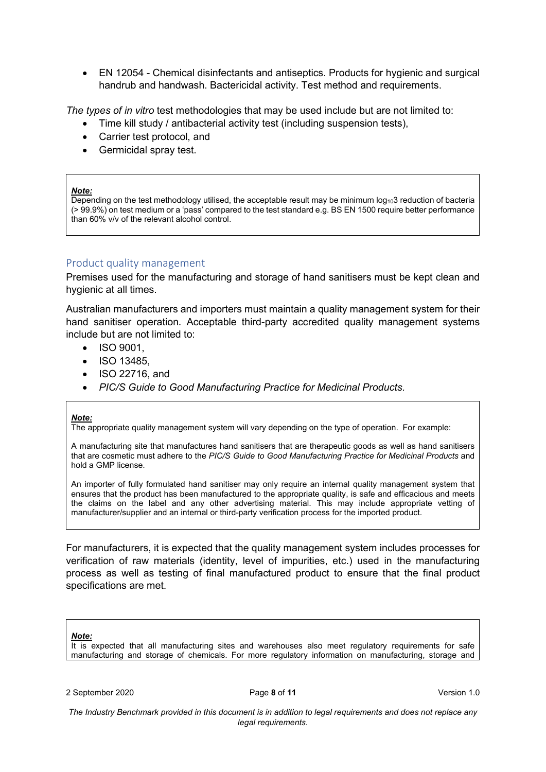- EN 12054 - Chemical disinfectants and antiseptics. Products for hygienic and surgical handrub and handwash. Bactericidal activity. Test method and requirements.

*The types of in vitro* test methodologies that may be used include but are not limited to:

- Time kill study / antibacterial activity test (including suspension tests),
- Carrier test protocol, and
- Germicidal spray test.

> ***Note:***
> Depending on the test methodology utilised, the acceptable result may be minimum $\log_{10}3$ reduction of bacteria (> 99.9%) on test medium or a 'pass' compared to the test standard e.g. BS EN 1500 require better performance than 60% v/v of the relevant alcohol control.

## Product quality management

Premises used for the manufacturing and storage of hand sanitisers must be kept clean and hygienic at all times.

Australian manufacturers and importers must maintain a quality management system for their hand sanitiser operation. Acceptable third-party accredited quality management systems include but are not limited to:

- ISO 9001,
- ISO 13485,
- ISO 22716, and
- *PIC/S Guide to Good Manufacturing Practice for Medicinal Products.*

> ***Note:***
> The appropriate quality management system will vary depending on the type of operation. For example:
>
> A manufacturing site that manufactures hand sanitisers that are therapeutic goods as well as hand sanitisers that are cosmetic must adhere to the *PIC/S Guide to Good Manufacturing Practice for Medicinal Products* and hold a GMP license.
>
> An importer of fully formulated hand sanitiser may only require an internal quality management system that ensures that the product has been manufactured to the appropriate quality, is safe and efficacious and meets the claims on the label and any other advertising material. This may include appropriate vetting of manufacturer/supplier and an internal or third-party verification process for the imported product.

For manufacturers, it is expected that the quality management system includes processes for verification of raw materials (identity, level of impurities, etc.) used in the manufacturing process as well as testing of final manufactured product to ensure that the final product specifications are met.

> ***Note:***
> It is expected that all manufacturing sites and warehouses also meet regulatory requirements for safe manufacturing and storage of chemicals. For more regulatory information on manufacturing, storage and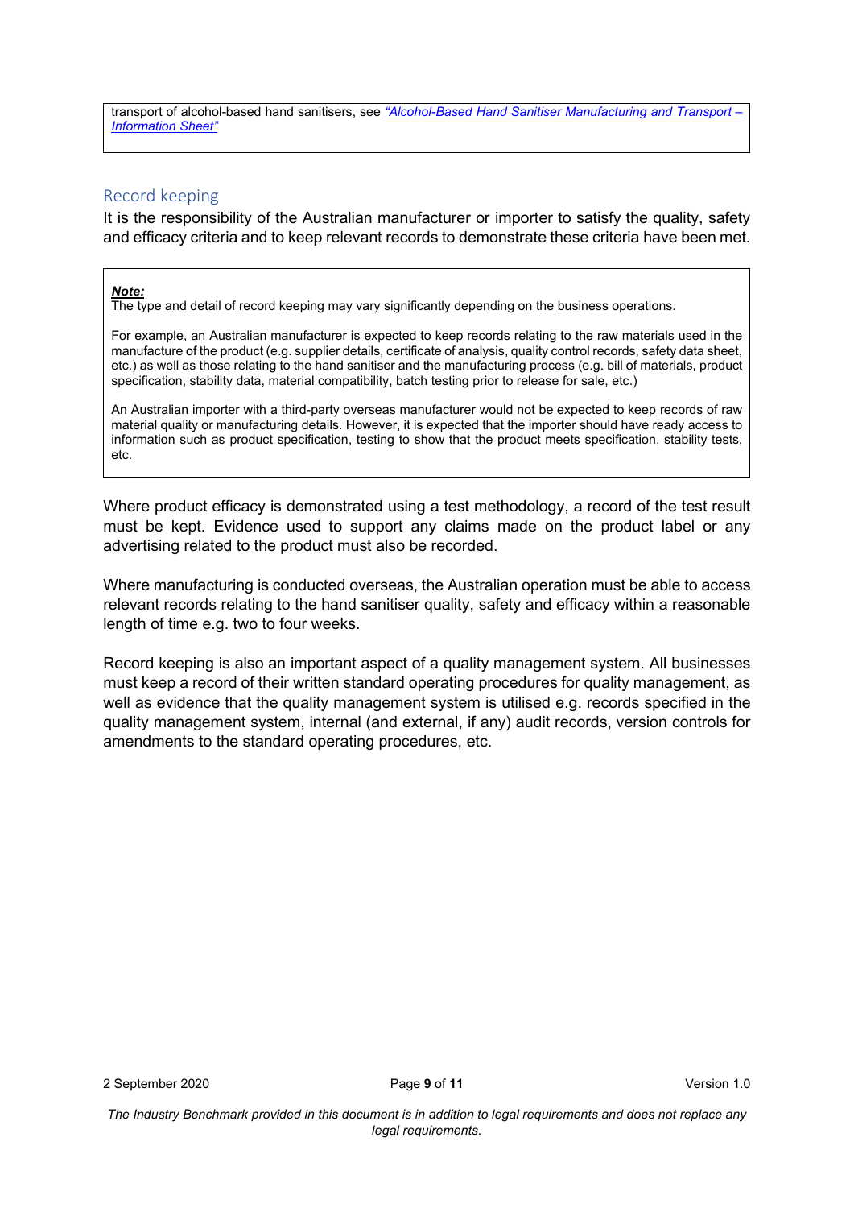transport of alcohol-based hand sanitisers, see *"Alcohol-Based Hand Sanitiser Manufacturing and Transport – Information Sheet"*

## Record keeping

It is the responsibility of the Australian manufacturer or importer to satisfy the quality, safety and efficacy criteria and to keep relevant records to demonstrate these criteria have been met.

> ***Note:***
> The type and detail of record keeping may vary significantly depending on the business operations.
>
> For example, an Australian manufacturer is expected to keep records relating to the raw materials used in the manufacture of the product (e.g. supplier details, certificate of analysis, quality control records, safety data sheet, etc.) as well as those relating to the hand sanitiser and the manufacturing process (e.g. bill of materials, product specification, stability data, material compatibility, batch testing prior to release for sale, etc.)
>
> An Australian importer with a third-party overseas manufacturer would not be expected to keep records of raw material quality or manufacturing details. However, it is expected that the importer should have ready access to information such as product specification, testing to show that the product meets specification, stability tests, etc.

Where product efficacy is demonstrated using a test methodology, a record of the test result must be kept. Evidence used to support any claims made on the product label or any advertising related to the product must also be recorded.

Where manufacturing is conducted overseas, the Australian operation must be able to access relevant records relating to the hand sanitiser quality, safety and efficacy within a reasonable length of time e.g. two to four weeks.

Record keeping is also an important aspect of a quality management system. All businesses must keep a record of their written standard operating procedures for quality management, as well as evidence that the quality management system is utilised e.g. records specified in the quality management system, internal (and external, if any) audit records, version controls for amendments to the standard operating procedures, etc.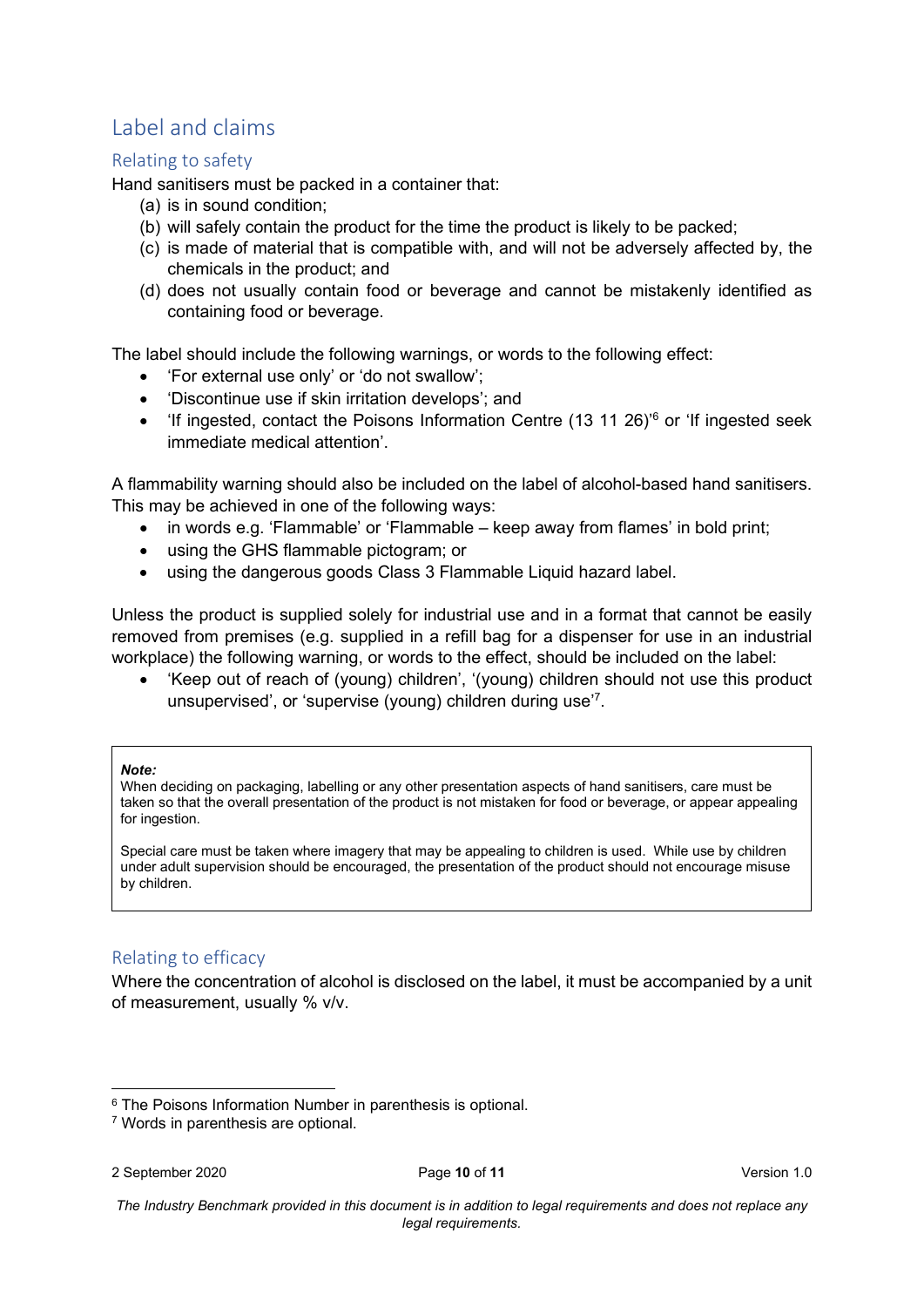## Label and claims

### Relating to safety

Hand sanitisers must be packed in a container that:

(a) is in sound condition;
(b) will safely contain the product for the time the product is likely to be packed;
(c) is made of material that is compatible with, and will not be adversely affected by, the chemicals in the product; and
(d) does not usually contain food or beverage and cannot be mistakenly identified as containing food or beverage.

The label should include the following warnings, or words to the following effect:

- 'For external use only' or 'do not swallow';
- 'Discontinue use if skin irritation develops'; and
- 'If ingested, contact the Poisons Information Centre (13 11 26)'[6] or 'If ingested seek immediate medical attention'.

A flammability warning should also be included on the label of alcohol-based hand sanitisers. This may be achieved in one of the following ways:

- in words e.g. 'Flammable' or 'Flammable – keep away from flames' in bold print;
- using the GHS flammable pictogram; or
- using the dangerous goods Class 3 Flammable Liquid hazard label.

Unless the product is supplied solely for industrial use and in a format that cannot be easily removed from premises (e.g. supplied in a refill bag for a dispenser for use in an industrial workplace) the following warning, or words to the effect, should be included on the label:

- 'Keep out of reach of (young) children', '(young) children should not use this product unsupervised', or 'supervise (young) children during use'[7].

> ***Note:***
> When deciding on packaging, labelling or any other presentation aspects of hand sanitisers, care must be taken so that the overall presentation of the product is not mistaken for food or beverage, or appear appealing for ingestion.
>
> Special care must be taken where imagery that may be appealing to children is used. While use by children under adult supervision should be encouraged, the presentation of the product should not encourage misuse by children.

### Relating to efficacy

Where the concentration of alcohol is disclosed on the label, it must be accompanied by a unit of measurement, usually % v/v.

---

[6] The Poisons Information Number in parenthesis is optional.

[7] Words in parenthesis are optional.

*The Industry Benchmark provided in this document is in addition to legal requirements and does not replace any legal requirements.*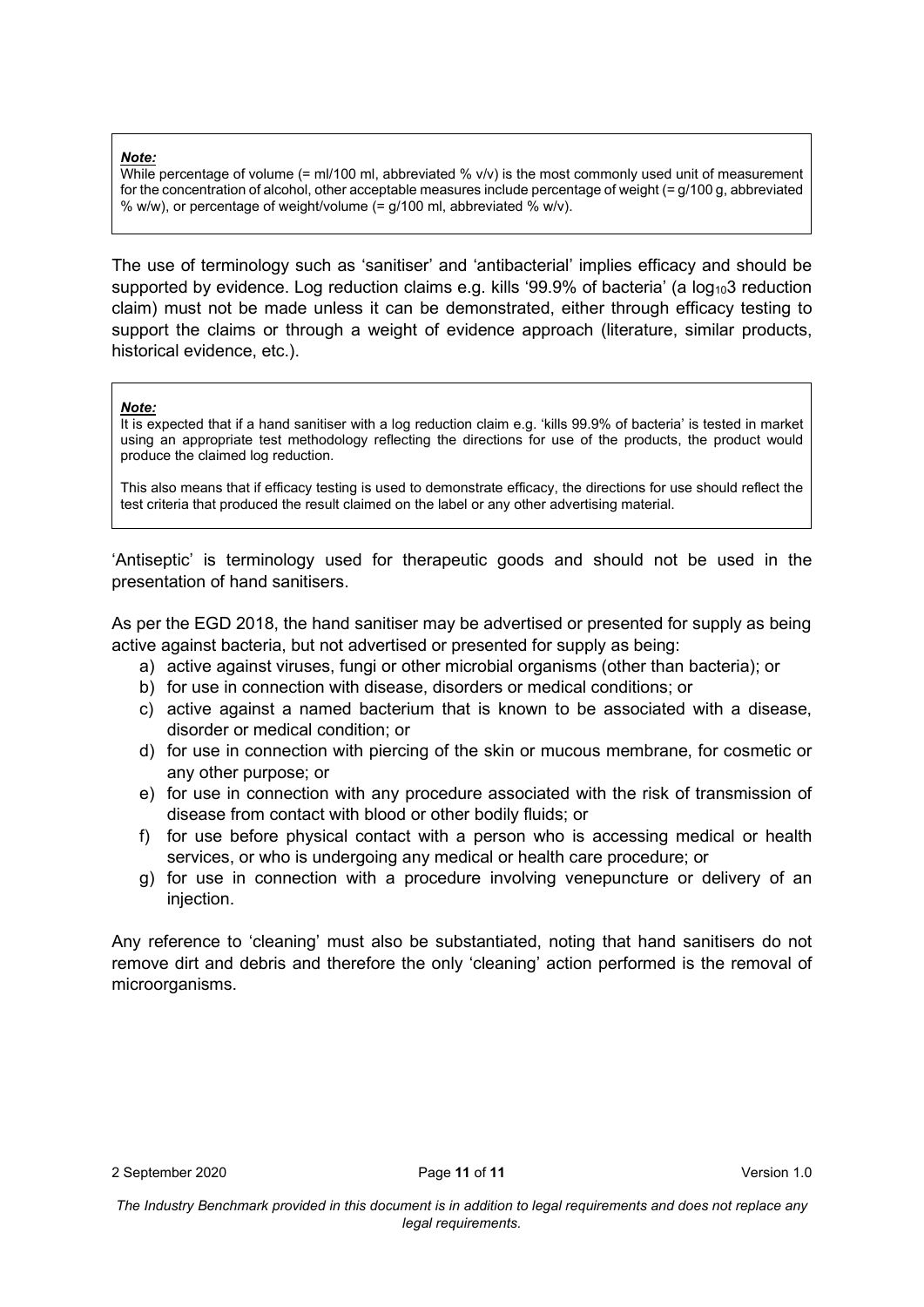> ***Note:***
> While percentage of volume (= ml/100 ml, abbreviated % v/v) is the most commonly used unit of measurement for the concentration of alcohol, other acceptable measures include percentage of weight (= g/100 g, abbreviated % w/w), or percentage of weight/volume (= g/100 ml, abbreviated % w/v).

The use of terminology such as 'sanitiser' and 'antibacterial' implies efficacy and should be supported by evidence. Log reduction claims e.g. kills '99.9% of bacteria' (a $\log_{10}3$ reduction claim) must not be made unless it can be demonstrated, either through efficacy testing to support the claims or through a weight of evidence approach (literature, similar products, historical evidence, etc.).

> ***Note:***
> It is expected that if a hand sanitiser with a log reduction claim e.g. 'kills 99.9% of bacteria' is tested in market using an appropriate test methodology reflecting the directions for use of the products, the product would produce the claimed log reduction.
>
> This also means that if efficacy testing is used to demonstrate efficacy, the directions for use should reflect the test criteria that produced the result claimed on the label or any other advertising material.

'Antiseptic' is terminology used for therapeutic goods and should not be used in the presentation of hand sanitisers.

As per the EGD 2018, the hand sanitiser may be advertised or presented for supply as being active against bacteria, but not advertised or presented for supply as being:

a) active against viruses, fungi or other microbial organisms (other than bacteria); or
b) for use in connection with disease, disorders or medical conditions; or
c) active against a named bacterium that is known to be associated with a disease, disorder or medical condition; or
d) for use in connection with piercing of the skin or mucous membrane, for cosmetic or any other purpose; or
e) for use in connection with any procedure associated with the risk of transmission of disease from contact with blood or other bodily fluids; or
f) for use before physical contact with a person who is accessing medical or health services, or who is undergoing any medical or health care procedure; or
g) for use in connection with a procedure involving venepuncture or delivery of an injection.

Any reference to 'cleaning' must also be substantiated, noting that hand sanitisers do not remove dirt and debris and therefore the only 'cleaning' action performed is the removal of microorganisms.